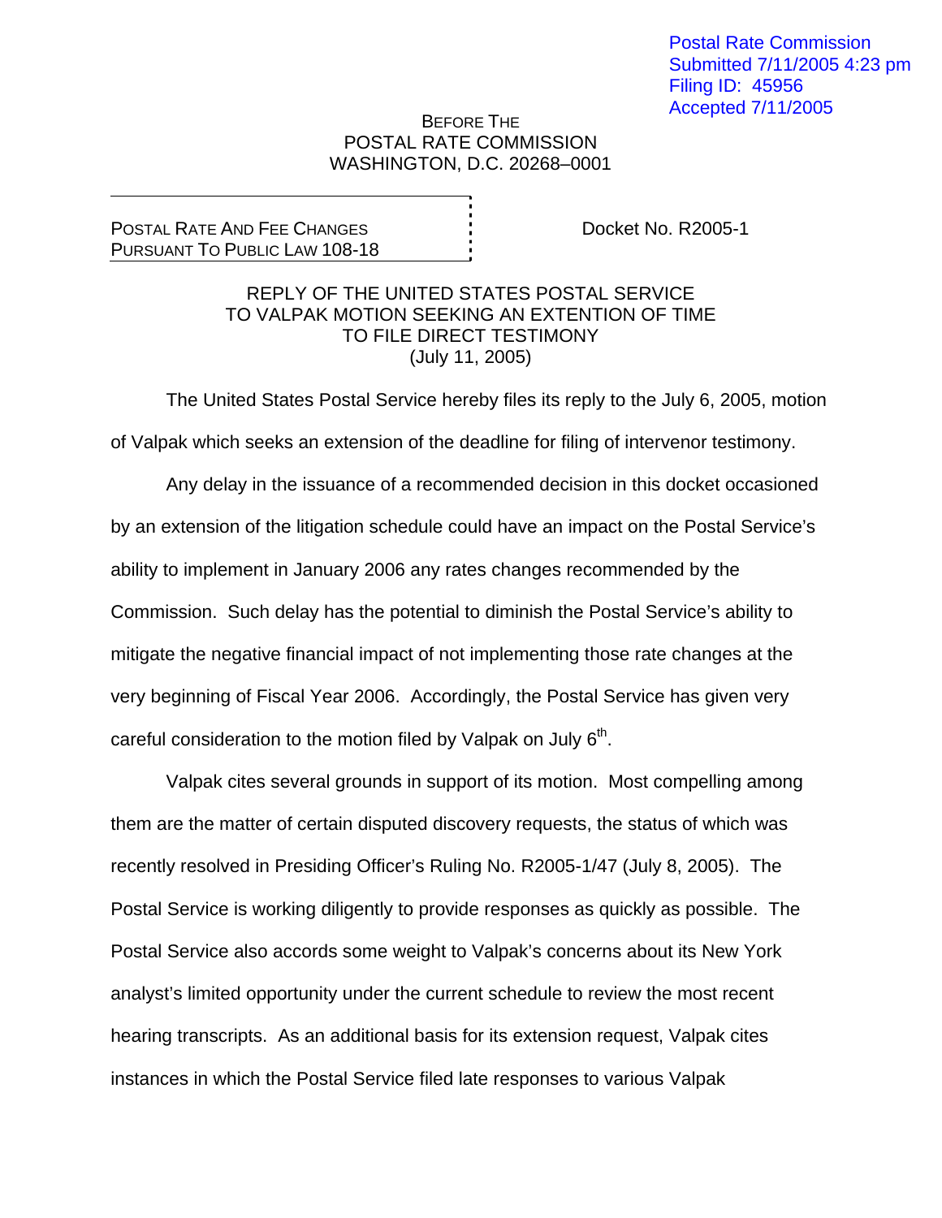Postal Rate Commission
Submitted 7/11/2005 4:23 pm
Filing ID: 45956
Accepted 7/11/2005

BEFORE THE
POSTAL RATE COMMISSION
WASHINGTON, D.C. 20268–0001

| | |
|---|---|
| POSTAL RATE AND FEE CHANGES PURSUANT TO PUBLIC LAW 108-18 | Docket No. R2005-1 |

REPLY OF THE UNITED STATES POSTAL SERVICE
TO VALPAK MOTION SEEKING AN EXTENTION OF TIME
TO FILE DIRECT TESTIMONY
(July 11, 2005)

The United States Postal Service hereby files its reply to the July 6, 2005, motion of Valpak which seeks an extension of the deadline for filing of intervenor testimony.

Any delay in the issuance of a recommended decision in this docket occasioned by an extension of the litigation schedule could have an impact on the Postal Service's ability to implement in January 2006 any rates changes recommended by the Commission. Such delay has the potential to diminish the Postal Service's ability to mitigate the negative financial impact of not implementing those rate changes at the very beginning of Fiscal Year 2006. Accordingly, the Postal Service has given very careful consideration to the motion filed by Valpak on July 6th.

Valpak cites several grounds in support of its motion. Most compelling among them are the matter of certain disputed discovery requests, the status of which was recently resolved in Presiding Officer's Ruling No. R2005-1/47 (July 8, 2005). The Postal Service is working diligently to provide responses as quickly as possible. The Postal Service also accords some weight to Valpak's concerns about its New York analyst's limited opportunity under the current schedule to review the most recent hearing transcripts. As an additional basis for its extension request, Valpak cites instances in which the Postal Service filed late responses to various Valpak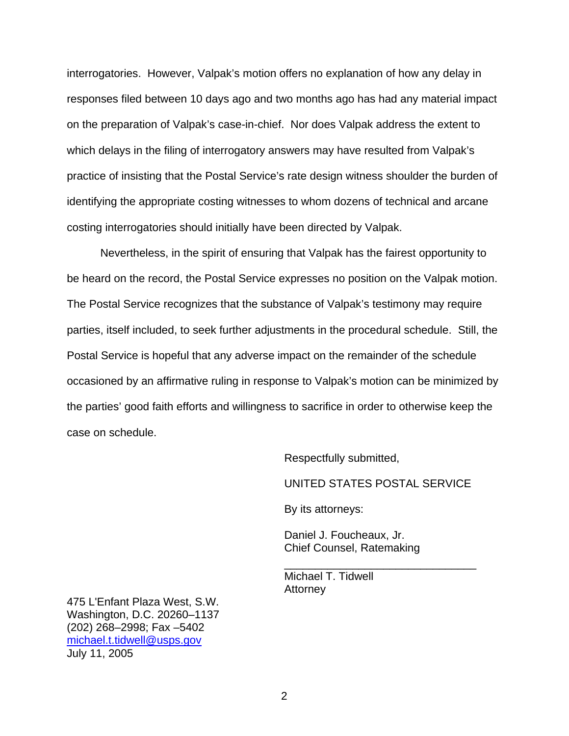interrogatories. However, Valpak's motion offers no explanation of how any delay in responses filed between 10 days ago and two months ago has had any material impact on the preparation of Valpak's case-in-chief. Nor does Valpak address the extent to which delays in the filing of interrogatory answers may have resulted from Valpak's practice of insisting that the Postal Service's rate design witness shoulder the burden of identifying the appropriate costing witnesses to whom dozens of technical and arcane costing interrogatories should initially have been directed by Valpak.

Nevertheless, in the spirit of ensuring that Valpak has the fairest opportunity to be heard on the record, the Postal Service expresses no position on the Valpak motion. The Postal Service recognizes that the substance of Valpak's testimony may require parties, itself included, to seek further adjustments in the procedural schedule. Still, the Postal Service is hopeful that any adverse impact on the remainder of the schedule occasioned by an affirmative ruling in response to Valpak's motion can be minimized by the parties' good faith efforts and willingness to sacrifice in order to otherwise keep the case on schedule.

Respectfully submitted,

UNITED STATES POSTAL SERVICE

By its attorneys:

Daniel J. Foucheaux, Jr.
Chief Counsel, Ratemaking

_______________________________
Michael T. Tidwell
Attorney

475 L'Enfant Plaza West, S.W.
Washington, D.C. 20260–1137
(202) 268–2998; Fax –5402
michael.t.tidwell@usps.gov
July 11, 2005